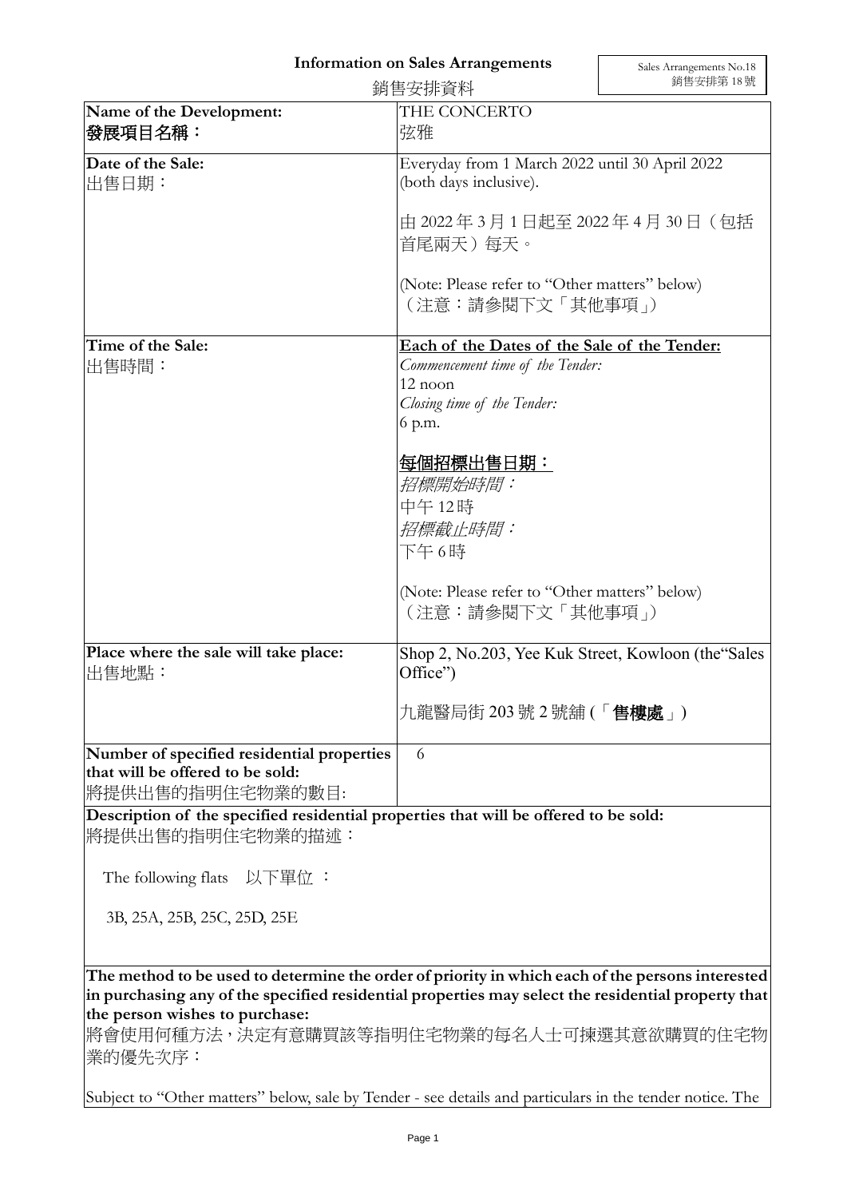# Information on Sales Arrangements

# 銷售安排資料

Sales Arrangements No.18
銷售安排第 18 號

| Name of the Development:<br>**發展項目名稱：** | THE CONCERTO<br>弦雅 |
|---|---|
| **Date of the Sale:**<br>出售日期： | Everyday from 1 March 2022 until 30 April 2022 (both days inclusive).<br><br>由 2022 年 3 月 1 日起至 2022 年 4 月 30 日（包括首尾兩天）每天。<br><br>(Note: Please refer to "Other matters" below)<br>（注意：請參閱下文「其他事項」） |
| **Time of the Sale:**<br>出售時間： | **Each of the Dates of the Sale of the Tender:**<br>*Commencement time of the Tender:*<br>12 noon<br>*Closing time of the Tender:*<br>6 p.m.<br><br>**每個招標出售日期：**<br>*招標開始時間：*<br>中午 12時<br>*招標截止時間：*<br>下午 6時<br><br>(Note: Please refer to "Other matters" below)<br>（注意：請參閱下文「其他事項」） |
| **Place where the sale will take place:**<br>出售地點： | Shop 2, No.203, Yee Kuk Street, Kowloon (the"Sales Office")<br><br>九龍醫局街 203 號 2 號舖 (「**售樓處**」) |
| **Number of specified residential properties that will be offered to be sold:**<br>將提供出售的指明住宅物業的數目: | 6 |

**Description of the specified residential properties that will be offered to be sold:**
將提供出售的指明住宅物業的描述：

The following flats 以下單位 ：

3B, 25A, 25B, 25C, 25D, 25E

**The method to be used to determine the order of priority in which each of the persons interested in purchasing any of the specified residential properties may select the residential property that the person wishes to purchase:**
將會使用何種方法，決定有意購買該等指明住宅物業的每名人士可揀選其意欲購買的住宅物業的優先次序：

Subject to "Other matters" below, sale by Tender - see details and particulars in the tender notice. The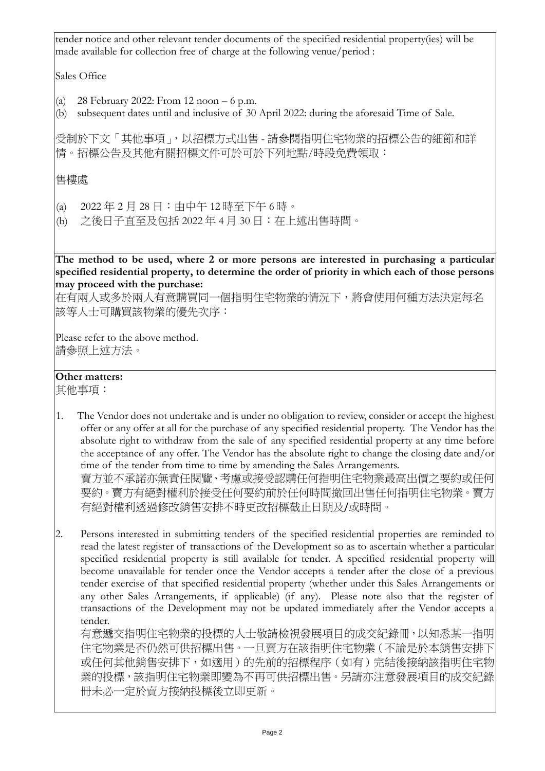tender notice and other relevant tender documents of the specified residential property(ies) will be made available for collection free of charge at the following venue/period :

Sales Office

(a) 28 February 2022: From 12 noon – 6 p.m.
(b) subsequent dates until and inclusive of 30 April 2022: during the aforesaid Time of Sale.

受制於下文「其他事項」，以招標方式出售 - 請參閱指明住宅物業的招標公告的細節和詳情。招標公告及其他有關招標文件可於可於下列地點/時段免費領取：

售樓處

(a) 2022 年 2 月 28 日：由中午 12時至下午 6時。
(b) 之後日子直至及包括 2022 年 4 月 30 日：在上述出售時間。

**The method to be used, where 2 or more persons are interested in purchasing a particular specified residential property, to determine the order of priority in which each of those persons may proceed with the purchase:**
在有兩人或多於兩人有意購買同一個指明住宅物業的情況下，將會使用何種方法決定每名該等人士可購買該物業的優先次序：

Please refer to the above method.
請參照上述方法。

**Other matters:**
其他事項：

1. The Vendor does not undertake and is under no obligation to review, consider or accept the highest offer or any offer at all for the purchase of any specified residential property. The Vendor has the absolute right to withdraw from the sale of any specified residential property at any time before the acceptance of any offer. The Vendor has the absolute right to change the closing date and/or time of the tender from time to time by amending the Sales Arrangements.
賣方並不承諾亦無責任閱覽、考慮或接受認購任何指明住宅物業最高出價之要約或任何要約。賣方有絕對權利於接受任何要約前於任何時間撤回出售任何指明住宅物業。賣方有絕對權利透過修改銷售安排不時更改招標截止日期及/或時間。

2. Persons interested in submitting tenders of the specified residential properties are reminded to read the latest register of transactions of the Development so as to ascertain whether a particular specified residential property is still available for tender. A specified residential property will become unavailable for tender once the Vendor accepts a tender after the close of a previous tender exercise of that specified residential property (whether under this Sales Arrangements or any other Sales Arrangements, if applicable) (if any). Please note also that the register of transactions of the Development may not be updated immediately after the Vendor accepts a tender.
有意遞交指明住宅物業的投標的人士敬請檢視發展項目的成交紀錄冊，以知悉某一指明住宅物業是否仍然可供招標出售。一旦賣方在該指明住宅物業（不論是於本銷售安排下或任何其他銷售安排下，如適用）的先前的招標程序（如有）完結後接納該指明住宅物業的投標，該指明住宅物業即變為不再可供招標出售。另請亦注意發展項目的成交紀錄冊未必一定於賣方接納投標後立即更新。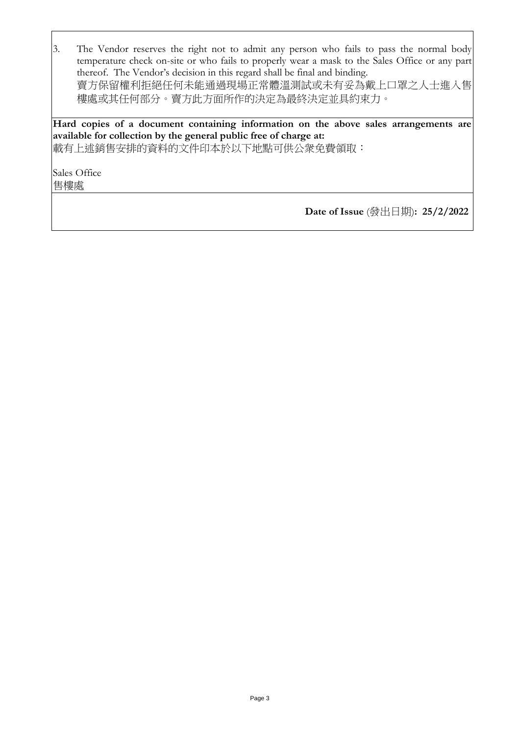3. The Vendor reserves the right not to admit any person who fails to pass the normal body temperature check on-site or who fails to properly wear a mask to the Sales Office or any part thereof. The Vendor's decision in this regard shall be final and binding.
   賣方保留權利拒絕任何未能通過現場正常體溫測試或未有妥為戴上口罩之人士進入售樓處或其任何部分。賣方此方面所作的決定為最終決定並具約束力。

**Hard copies of a document containing information on the above sales arrangements are available for collection by the general public free of charge at:**
載有上述銷售安排的資料的文件印本於以下地點可供公眾免費領取：

Sales Office
售樓處

**Date of Issue** (發出日期)**: 25/2/2022**